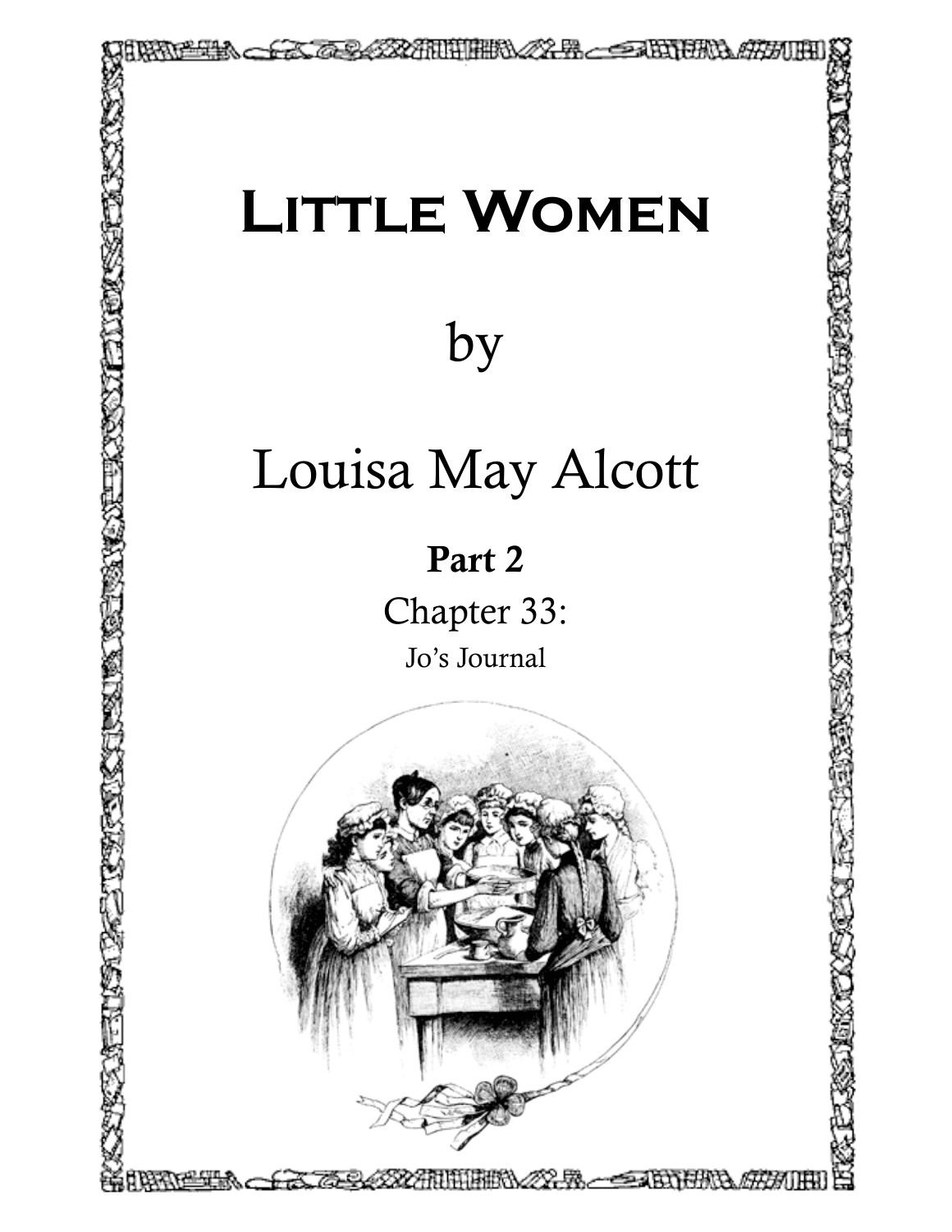# Little Women

by

Louisa May Alcott

**Part 2**

Chapter 33:

Jo's Journal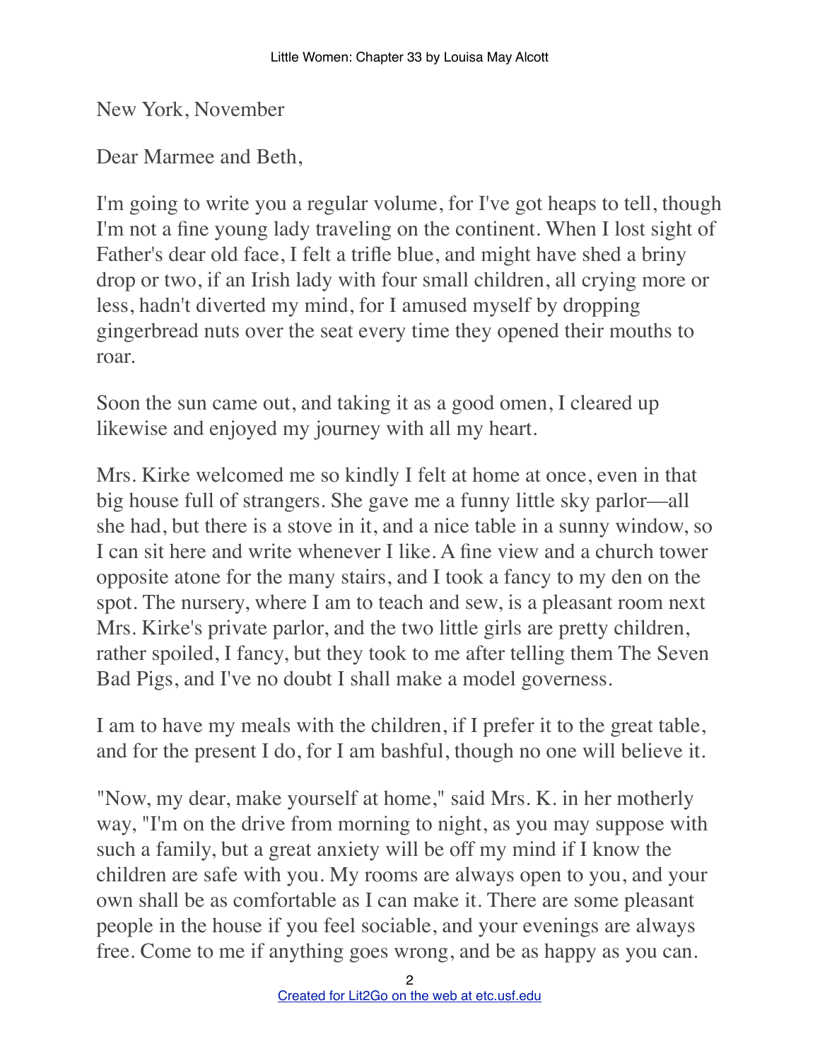New York, November

Dear Marmee and Beth,

I'm going to write you a regular volume, for I've got heaps to tell, though I'm not a fine young lady traveling on the continent. When I lost sight of Father's dear old face, I felt a trifle blue, and might have shed a briny drop or two, if an Irish lady with four small children, all crying more or less, hadn't diverted my mind, for I amused myself by dropping gingerbread nuts over the seat every time they opened their mouths to roar.

Soon the sun came out, and taking it as a good omen, I cleared up likewise and enjoyed my journey with all my heart.

Mrs. Kirke welcomed me so kindly I felt at home at once, even in that big house full of strangers. She gave me a funny little sky parlor—all she had, but there is a stove in it, and a nice table in a sunny window, so I can sit here and write whenever I like. A fine view and a church tower opposite atone for the many stairs, and I took a fancy to my den on the spot. The nursery, where I am to teach and sew, is a pleasant room next Mrs. Kirke's private parlor, and the two little girls are pretty children, rather spoiled, I fancy, but they took to me after telling them The Seven Bad Pigs, and I've no doubt I shall make a model governess.

I am to have my meals with the children, if I prefer it to the great table, and for the present I do, for I am bashful, though no one will believe it.

"Now, my dear, make yourself at home," said Mrs. K. in her motherly way, "I'm on the drive from morning to night, as you may suppose with such a family, but a great anxiety will be off my mind if I know the children are safe with you. My rooms are always open to you, and your own shall be as comfortable as I can make it. There are some pleasant people in the house if you feel sociable, and your evenings are always free. Come to me if anything goes wrong, and be as happy as you can.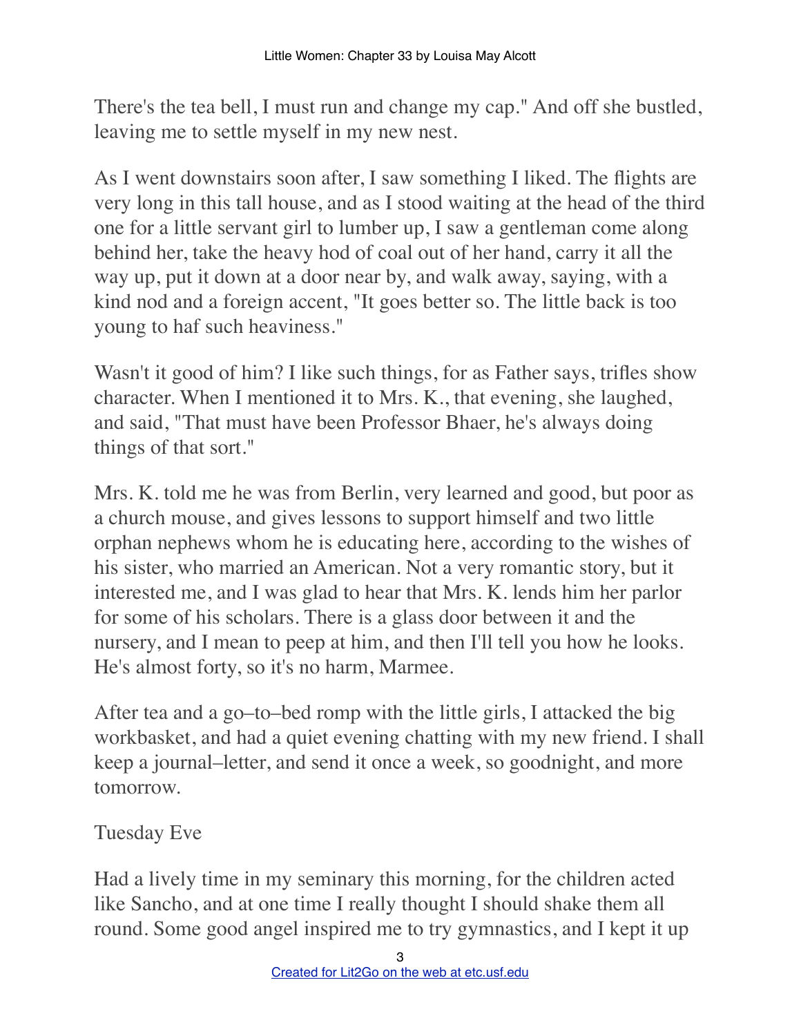There's the tea bell, I must run and change my cap." And off she bustled, leaving me to settle myself in my new nest.

As I went downstairs soon after, I saw something I liked. The flights are very long in this tall house, and as I stood waiting at the head of the third one for a little servant girl to lumber up, I saw a gentleman come along behind her, take the heavy hod of coal out of her hand, carry it all the way up, put it down at a door near by, and walk away, saying, with a kind nod and a foreign accent, "It goes better so. The little back is too young to haf such heaviness."

Wasn't it good of him? I like such things, for as Father says, trifles show character. When I mentioned it to Mrs. K., that evening, she laughed, and said, "That must have been Professor Bhaer, he's always doing things of that sort."

Mrs. K. told me he was from Berlin, very learned and good, but poor as a church mouse, and gives lessons to support himself and two little orphan nephews whom he is educating here, according to the wishes of his sister, who married an American. Not a very romantic story, but it interested me, and I was glad to hear that Mrs. K. lends him her parlor for some of his scholars. There is a glass door between it and the nursery, and I mean to peep at him, and then I'll tell you how he looks. He's almost forty, so it's no harm, Marmee.

After tea and a go–to–bed romp with the little girls, I attacked the big workbasket, and had a quiet evening chatting with my new friend. I shall keep a journal–letter, and send it once a week, so goodnight, and more tomorrow.

Tuesday Eve

Had a lively time in my seminary this morning, for the children acted like Sancho, and at one time I really thought I should shake them all round. Some good angel inspired me to try gymnastics, and I kept it up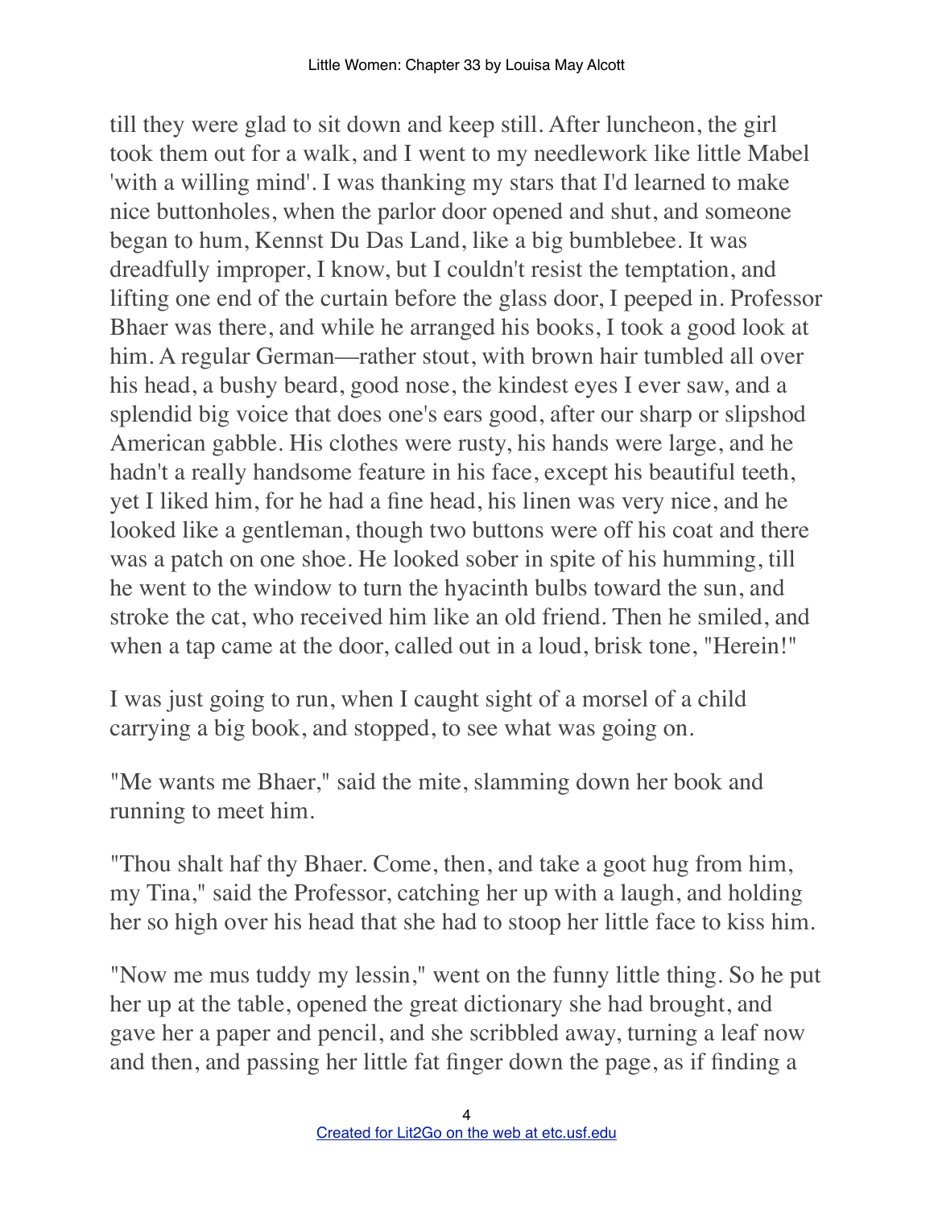till they were glad to sit down and keep still. After luncheon, the girl took them out for a walk, and I went to my needlework like little Mabel 'with a willing mind'. I was thanking my stars that I'd learned to make nice buttonholes, when the parlor door opened and shut, and someone began to hum, Kennst Du Das Land, like a big bumblebee. It was dreadfully improper, I know, but I couldn't resist the temptation, and lifting one end of the curtain before the glass door, I peeped in. Professor Bhaer was there, and while he arranged his books, I took a good look at him. A regular German—rather stout, with brown hair tumbled all over his head, a bushy beard, good nose, the kindest eyes I ever saw, and a splendid big voice that does one's ears good, after our sharp or slipshod American gabble. His clothes were rusty, his hands were large, and he hadn't a really handsome feature in his face, except his beautiful teeth, yet I liked him, for he had a fine head, his linen was very nice, and he looked like a gentleman, though two buttons were off his coat and there was a patch on one shoe. He looked sober in spite of his humming, till he went to the window to turn the hyacinth bulbs toward the sun, and stroke the cat, who received him like an old friend. Then he smiled, and when a tap came at the door, called out in a loud, brisk tone, "Herein!"

I was just going to run, when I caught sight of a morsel of a child carrying a big book, and stopped, to see what was going on.

"Me wants me Bhaer," said the mite, slamming down her book and running to meet him.

"Thou shalt haf thy Bhaer. Come, then, and take a goot hug from him, my Tina," said the Professor, catching her up with a laugh, and holding her so high over his head that she had to stoop her little face to kiss him.

"Now me mus tuddy my lessin," went on the funny little thing. So he put her up at the table, opened the great dictionary she had brought, and gave her a paper and pencil, and she scribbled away, turning a leaf now and then, and passing her little fat finger down the page, as if finding a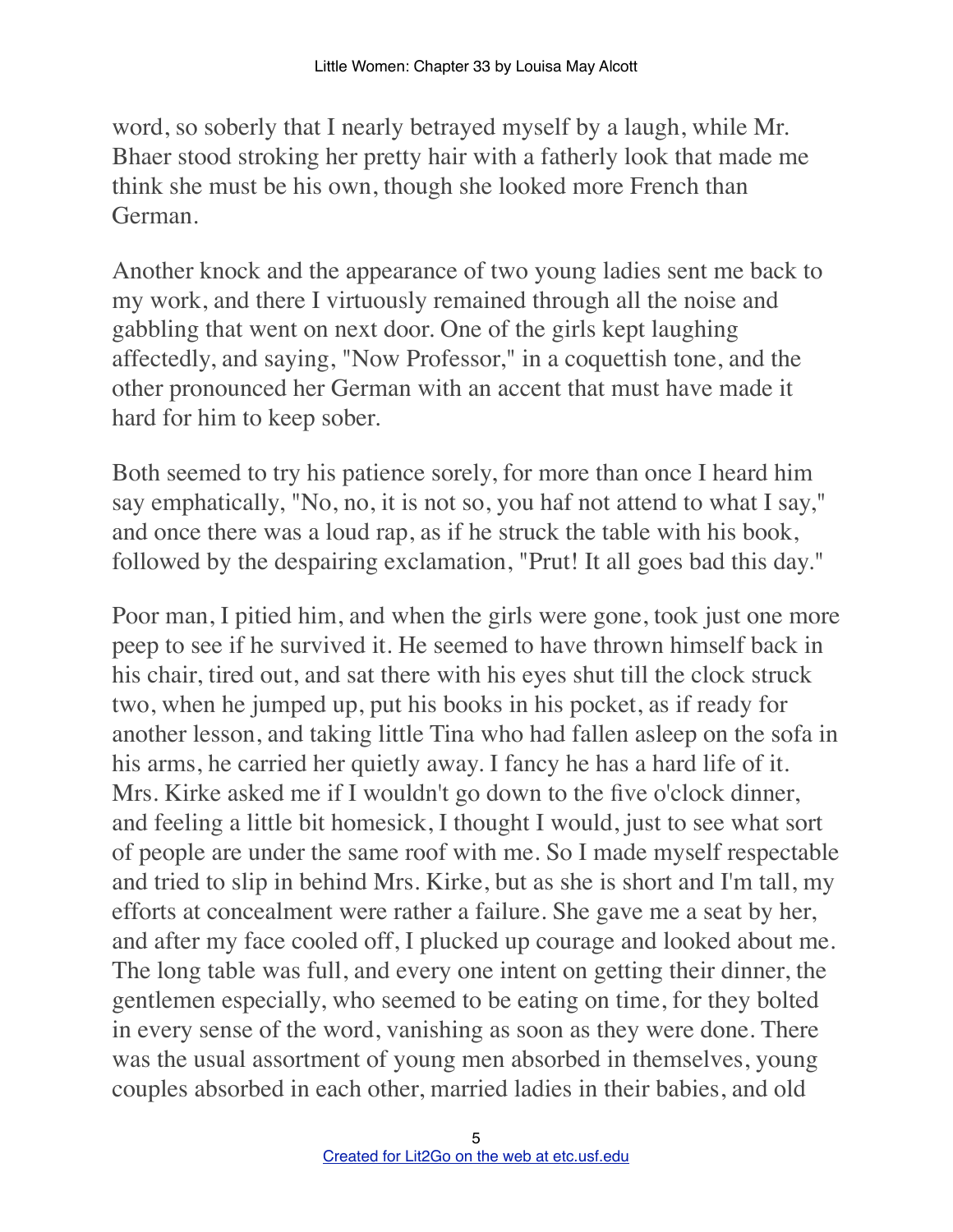word, so soberly that I nearly betrayed myself by a laugh, while Mr. Bhaer stood stroking her pretty hair with a fatherly look that made me think she must be his own, though she looked more French than German.

Another knock and the appearance of two young ladies sent me back to my work, and there I virtuously remained through all the noise and gabbling that went on next door. One of the girls kept laughing affectedly, and saying, "Now Professor," in a coquettish tone, and the other pronounced her German with an accent that must have made it hard for him to keep sober.

Both seemed to try his patience sorely, for more than once I heard him say emphatically, "No, no, it is not so, you haf not attend to what I say," and once there was a loud rap, as if he struck the table with his book, followed by the despairing exclamation, "Prut! It all goes bad this day."

Poor man, I pitied him, and when the girls were gone, took just one more peep to see if he survived it. He seemed to have thrown himself back in his chair, tired out, and sat there with his eyes shut till the clock struck two, when he jumped up, put his books in his pocket, as if ready for another lesson, and taking little Tina who had fallen asleep on the sofa in his arms, he carried her quietly away. I fancy he has a hard life of it. Mrs. Kirke asked me if I wouldn't go down to the five o'clock dinner, and feeling a little bit homesick, I thought I would, just to see what sort of people are under the same roof with me. So I made myself respectable and tried to slip in behind Mrs. Kirke, but as she is short and I'm tall, my efforts at concealment were rather a failure. She gave me a seat by her, and after my face cooled off, I plucked up courage and looked about me. The long table was full, and every one intent on getting their dinner, the gentlemen especially, who seemed to be eating on time, for they bolted in every sense of the word, vanishing as soon as they were done. There was the usual assortment of young men absorbed in themselves, young couples absorbed in each other, married ladies in their babies, and old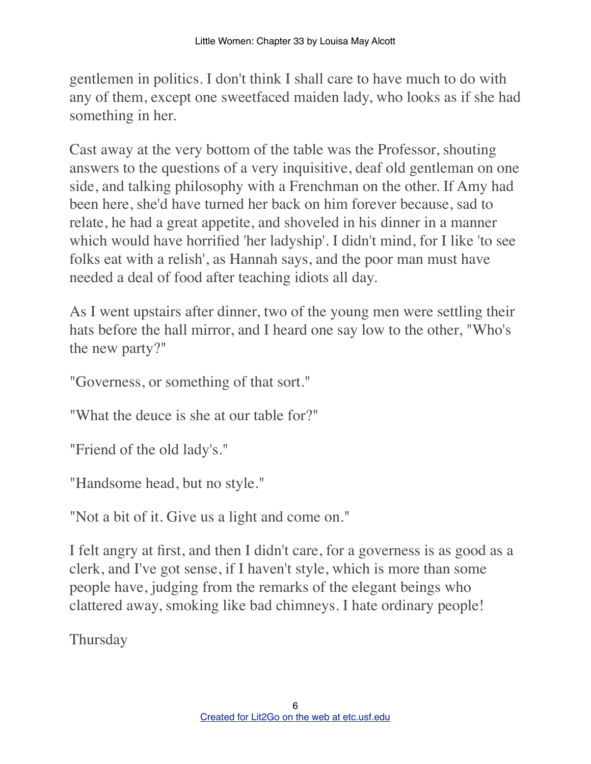gentlemen in politics. I don't think I shall care to have much to do with any of them, except one sweetfaced maiden lady, who looks as if she had something in her.

Cast away at the very bottom of the table was the Professor, shouting answers to the questions of a very inquisitive, deaf old gentleman on one side, and talking philosophy with a Frenchman on the other. If Amy had been here, she'd have turned her back on him forever because, sad to relate, he had a great appetite, and shoveled in his dinner in a manner which would have horrified 'her ladyship'. I didn't mind, for I like 'to see folks eat with a relish', as Hannah says, and the poor man must have needed a deal of food after teaching idiots all day.

As I went upstairs after dinner, two of the young men were settling their hats before the hall mirror, and I heard one say low to the other, "Who's the new party?"

"Governess, or something of that sort."

"What the deuce is she at our table for?"

"Friend of the old lady's."

"Handsome head, but no style."

"Not a bit of it. Give us a light and come on."

I felt angry at first, and then I didn't care, for a governess is as good as a clerk, and I've got sense, if I haven't style, which is more than some people have, judging from the remarks of the elegant beings who clattered away, smoking like bad chimneys. I hate ordinary people!

Thursday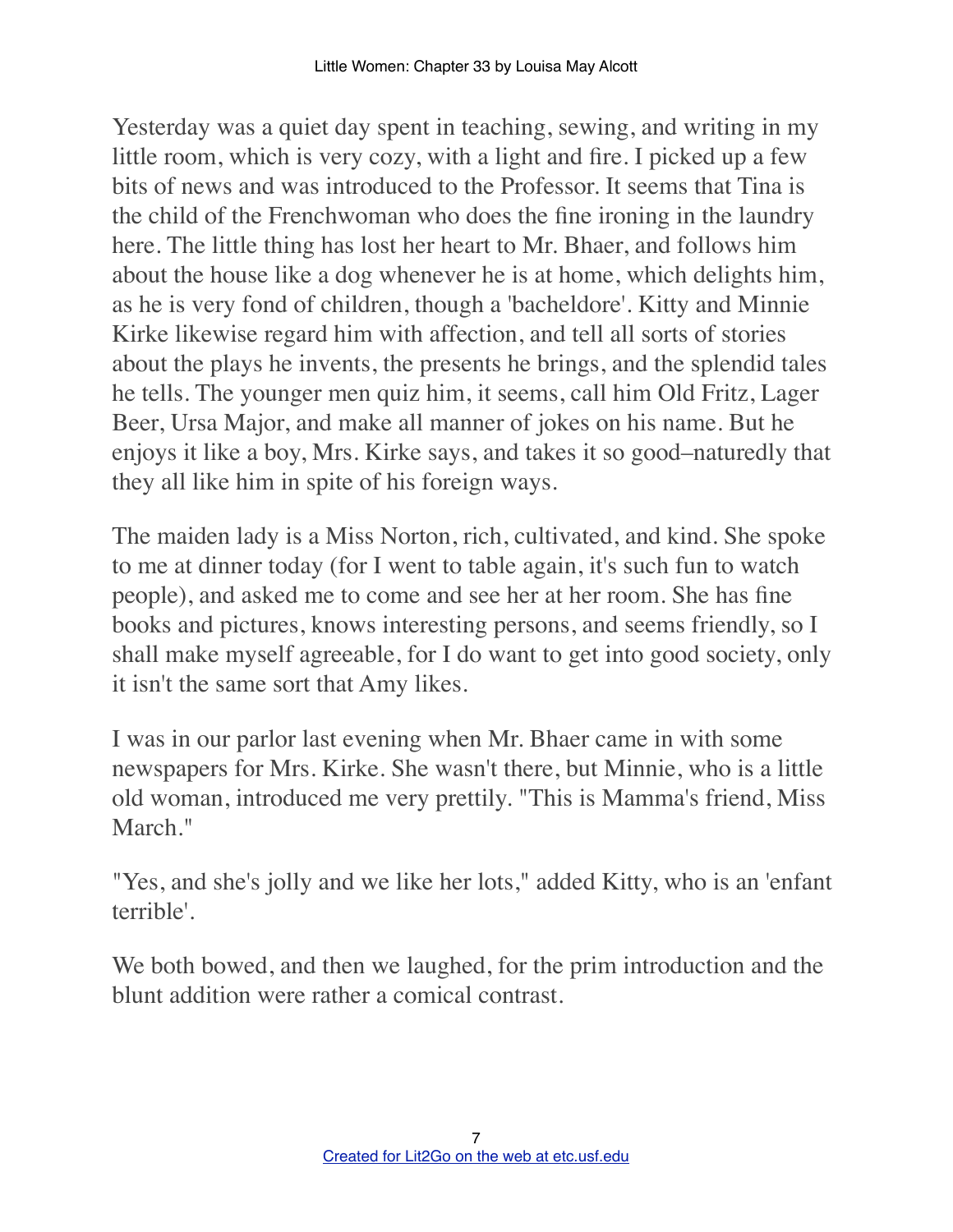Yesterday was a quiet day spent in teaching, sewing, and writing in my little room, which is very cozy, with a light and fire. I picked up a few bits of news and was introduced to the Professor. It seems that Tina is the child of the Frenchwoman who does the fine ironing in the laundry here. The little thing has lost her heart to Mr. Bhaer, and follows him about the house like a dog whenever he is at home, which delights him, as he is very fond of children, though a 'bacheldore'. Kitty and Minnie Kirke likewise regard him with affection, and tell all sorts of stories about the plays he invents, the presents he brings, and the splendid tales he tells. The younger men quiz him, it seems, call him Old Fritz, Lager Beer, Ursa Major, and make all manner of jokes on his name. But he enjoys it like a boy, Mrs. Kirke says, and takes it so good–naturedly that they all like him in spite of his foreign ways.

The maiden lady is a Miss Norton, rich, cultivated, and kind. She spoke to me at dinner today (for I went to table again, it's such fun to watch people), and asked me to come and see her at her room. She has fine books and pictures, knows interesting persons, and seems friendly, so I shall make myself agreeable, for I do want to get into good society, only it isn't the same sort that Amy likes.

I was in our parlor last evening when Mr. Bhaer came in with some newspapers for Mrs. Kirke. She wasn't there, but Minnie, who is a little old woman, introduced me very prettily. "This is Mamma's friend, Miss March."

"Yes, and she's jolly and we like her lots," added Kitty, who is an 'enfant terrible'.

We both bowed, and then we laughed, for the prim introduction and the blunt addition were rather a comical contrast.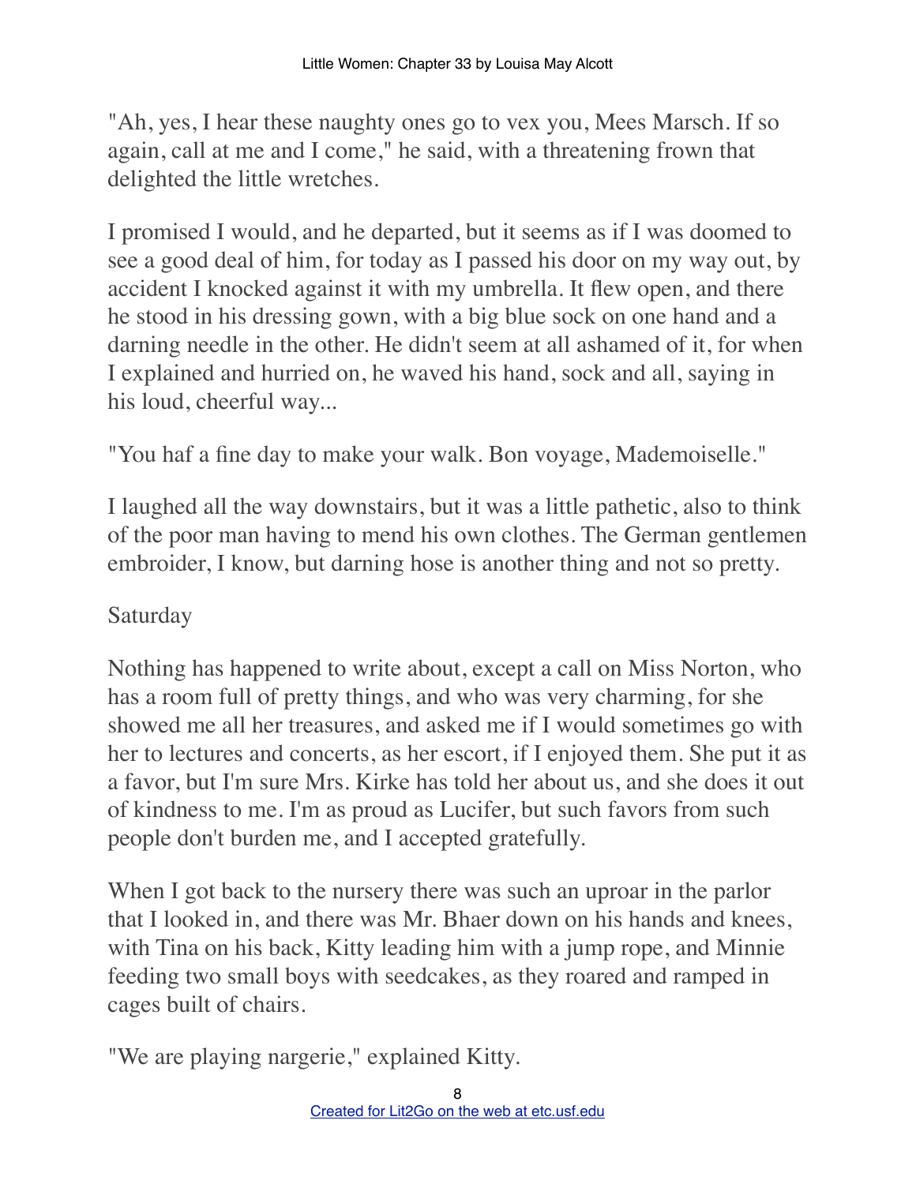"Ah, yes, I hear these naughty ones go to vex you, Mees Marsch. If so again, call at me and I come," he said, with a threatening frown that delighted the little wretches.

I promised I would, and he departed, but it seems as if I was doomed to see a good deal of him, for today as I passed his door on my way out, by accident I knocked against it with my umbrella. It flew open, and there he stood in his dressing gown, with a big blue sock on one hand and a darning needle in the other. He didn't seem at all ashamed of it, for when I explained and hurried on, he waved his hand, sock and all, saying in his loud, cheerful way...

"You haf a fine day to make your walk. Bon voyage, Mademoiselle."

I laughed all the way downstairs, but it was a little pathetic, also to think of the poor man having to mend his own clothes. The German gentlemen embroider, I know, but darning hose is another thing and not so pretty.

Saturday

Nothing has happened to write about, except a call on Miss Norton, who has a room full of pretty things, and who was very charming, for she showed me all her treasures, and asked me if I would sometimes go with her to lectures and concerts, as her escort, if I enjoyed them. She put it as a favor, but I'm sure Mrs. Kirke has told her about us, and she does it out of kindness to me. I'm as proud as Lucifer, but such favors from such people don't burden me, and I accepted gratefully.

When I got back to the nursery there was such an uproar in the parlor that I looked in, and there was Mr. Bhaer down on his hands and knees, with Tina on his back, Kitty leading him with a jump rope, and Minnie feeding two small boys with seedcakes, as they roared and ramped in cages built of chairs.

"We are playing nargerie," explained Kitty.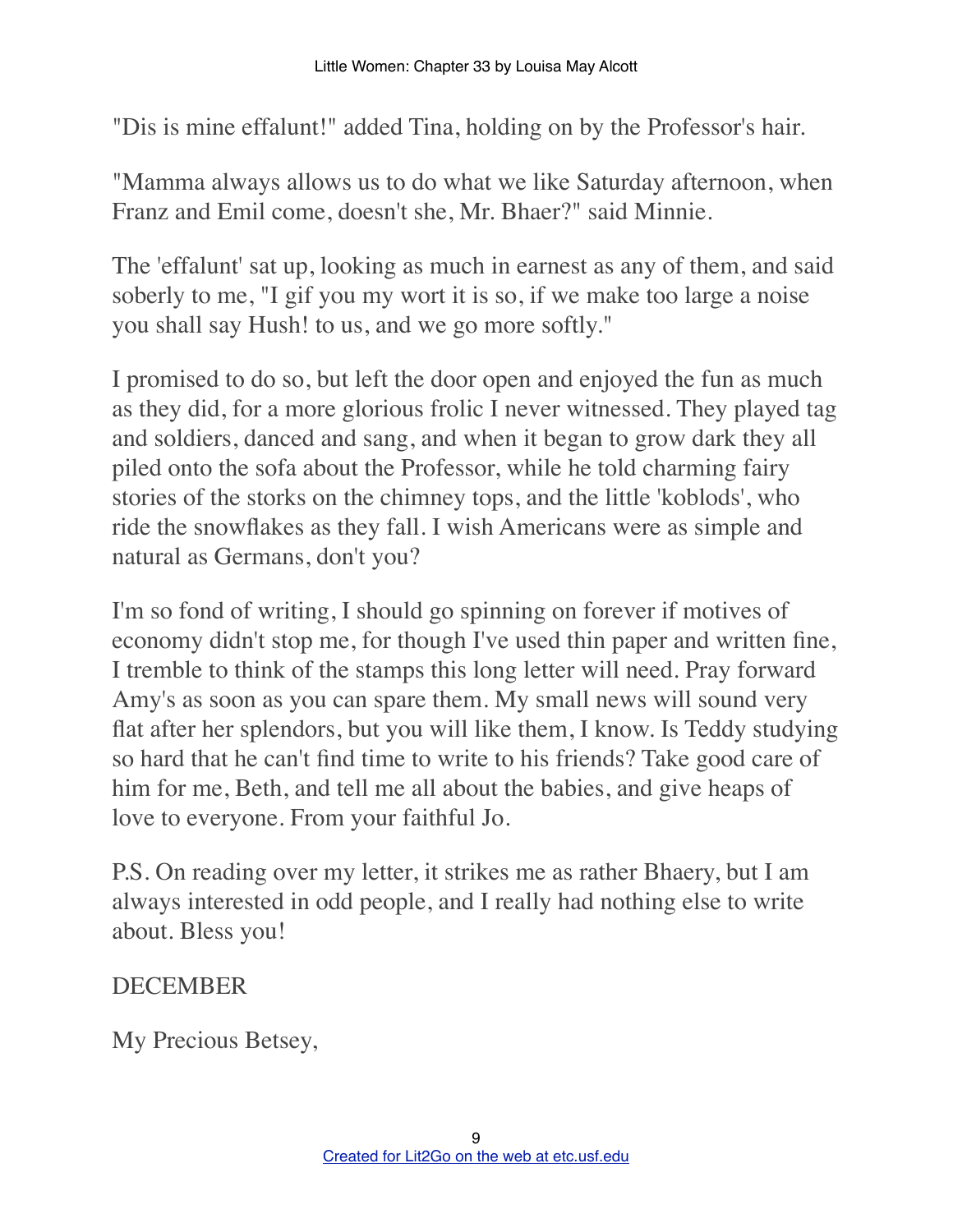"Dis is mine effalunt!" added Tina, holding on by the Professor's hair.

"Mamma always allows us to do what we like Saturday afternoon, when Franz and Emil come, doesn't she, Mr. Bhaer?" said Minnie.

The 'effalunt' sat up, looking as much in earnest as any of them, and said soberly to me, "I gif you my wort it is so, if we make too large a noise you shall say Hush! to us, and we go more softly."

I promised to do so, but left the door open and enjoyed the fun as much as they did, for a more glorious frolic I never witnessed. They played tag and soldiers, danced and sang, and when it began to grow dark they all piled onto the sofa about the Professor, while he told charming fairy stories of the storks on the chimney tops, and the little 'koblods', who ride the snowflakes as they fall. I wish Americans were as simple and natural as Germans, don't you?

I'm so fond of writing, I should go spinning on forever if motives of economy didn't stop me, for though I've used thin paper and written fine, I tremble to think of the stamps this long letter will need. Pray forward Amy's as soon as you can spare them. My small news will sound very flat after her splendors, but you will like them, I know. Is Teddy studying so hard that he can't find time to write to his friends? Take good care of him for me, Beth, and tell me all about the babies, and give heaps of love to everyone. From your faithful Jo.

P.S. On reading over my letter, it strikes me as rather Bhaery, but I am always interested in odd people, and I really had nothing else to write about. Bless you!

DECEMBER

My Precious Betsey,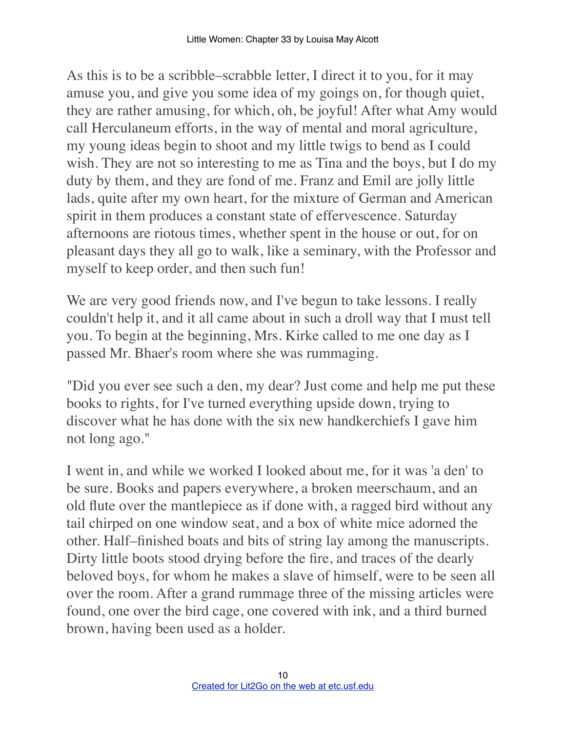As this is to be a scribble–scrabble letter, I direct it to you, for it may amuse you, and give you some idea of my goings on, for though quiet, they are rather amusing, for which, oh, be joyful! After what Amy would call Herculaneum efforts, in the way of mental and moral agriculture, my young ideas begin to shoot and my little twigs to bend as I could wish. They are not so interesting to me as Tina and the boys, but I do my duty by them, and they are fond of me. Franz and Emil are jolly little lads, quite after my own heart, for the mixture of German and American spirit in them produces a constant state of effervescence. Saturday afternoons are riotous times, whether spent in the house or out, for on pleasant days they all go to walk, like a seminary, with the Professor and myself to keep order, and then such fun!

We are very good friends now, and I've begun to take lessons. I really couldn't help it, and it all came about in such a droll way that I must tell you. To begin at the beginning, Mrs. Kirke called to me one day as I passed Mr. Bhaer's room where she was rummaging.

"Did you ever see such a den, my dear? Just come and help me put these books to rights, for I've turned everything upside down, trying to discover what he has done with the six new handkerchiefs I gave him not long ago."

I went in, and while we worked I looked about me, for it was 'a den' to be sure. Books and papers everywhere, a broken meerschaum, and an old flute over the mantlepiece as if done with, a ragged bird without any tail chirped on one window seat, and a box of white mice adorned the other. Half–finished boats and bits of string lay among the manuscripts. Dirty little boots stood drying before the fire, and traces of the dearly beloved boys, for whom he makes a slave of himself, were to be seen all over the room. After a grand rummage three of the missing articles were found, one over the bird cage, one covered with ink, and a third burned brown, having been used as a holder.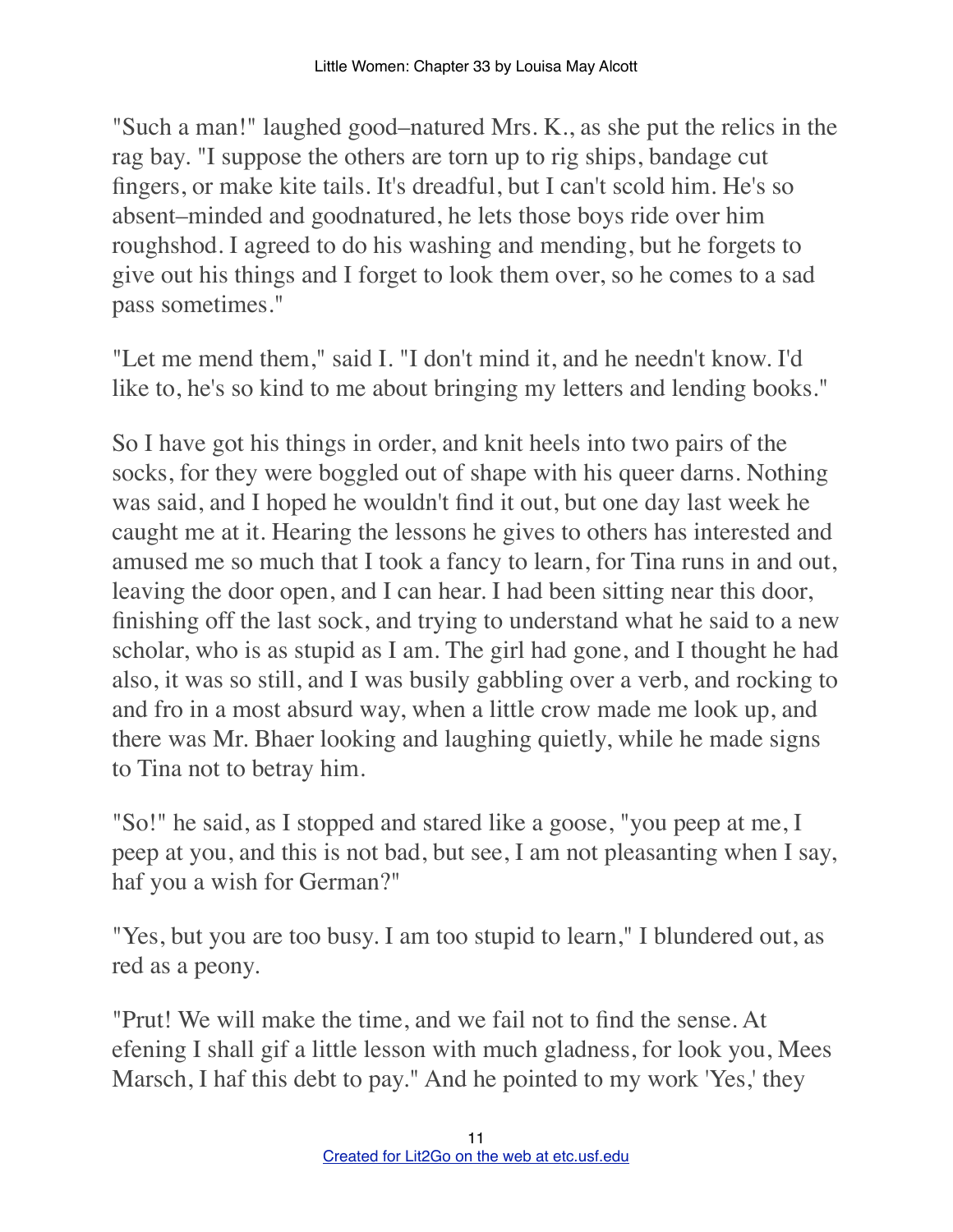"Such a man!" laughed good–natured Mrs. K., as she put the relics in the rag bay. "I suppose the others are torn up to rig ships, bandage cut fingers, or make kite tails. It's dreadful, but I can't scold him. He's so absent–minded and goodnatured, he lets those boys ride over him roughshod. I agreed to do his washing and mending, but he forgets to give out his things and I forget to look them over, so he comes to a sad pass sometimes."

"Let me mend them," said I. "I don't mind it, and he needn't know. I'd like to, he's so kind to me about bringing my letters and lending books."

So I have got his things in order, and knit heels into two pairs of the socks, for they were boggled out of shape with his queer darns. Nothing was said, and I hoped he wouldn't find it out, but one day last week he caught me at it. Hearing the lessons he gives to others has interested and amused me so much that I took a fancy to learn, for Tina runs in and out, leaving the door open, and I can hear. I had been sitting near this door, finishing off the last sock, and trying to understand what he said to a new scholar, who is as stupid as I am. The girl had gone, and I thought he had also, it was so still, and I was busily gabbling over a verb, and rocking to and fro in a most absurd way, when a little crow made me look up, and there was Mr. Bhaer looking and laughing quietly, while he made signs to Tina not to betray him.

"So!" he said, as I stopped and stared like a goose, "you peep at me, I peep at you, and this is not bad, but see, I am not pleasanting when I say, haf you a wish for German?"

"Yes, but you are too busy. I am too stupid to learn," I blundered out, as red as a peony.

"Prut! We will make the time, and we fail not to find the sense. At efening I shall gif a little lesson with much gladness, for look you, Mees Marsch, I haf this debt to pay." And he pointed to my work 'Yes,' they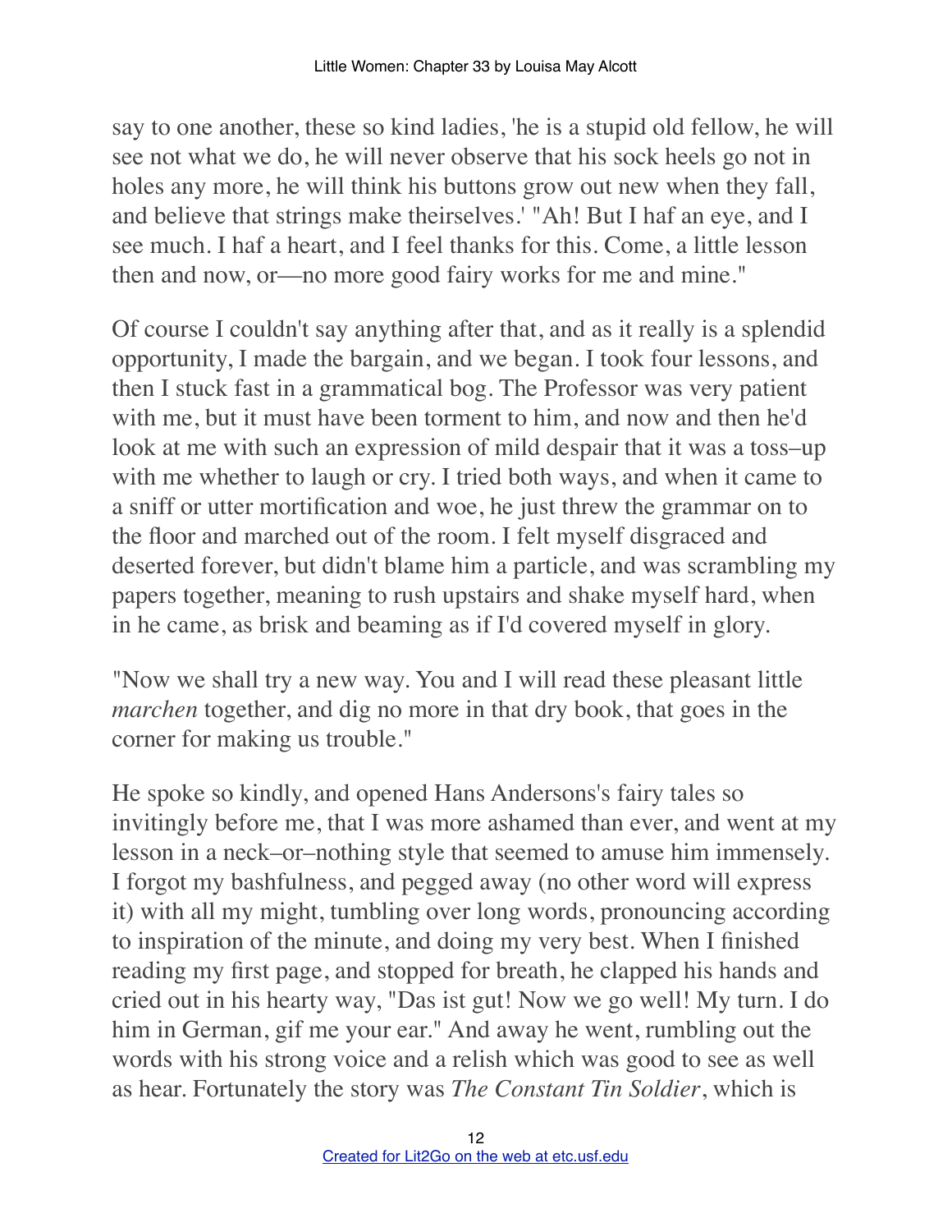say to one another, these so kind ladies, 'he is a stupid old fellow, he will see not what we do, he will never observe that his sock heels go not in holes any more, he will think his buttons grow out new when they fall, and believe that strings make theirselves.' "Ah! But I haf an eye, and I see much. I haf a heart, and I feel thanks for this. Come, a little lesson then and now, or—no more good fairy works for me and mine."

Of course I couldn't say anything after that, and as it really is a splendid opportunity, I made the bargain, and we began. I took four lessons, and then I stuck fast in a grammatical bog. The Professor was very patient with me, but it must have been torment to him, and now and then he'd look at me with such an expression of mild despair that it was a toss–up with me whether to laugh or cry. I tried both ways, and when it came to a sniff or utter mortification and woe, he just threw the grammar on to the floor and marched out of the room. I felt myself disgraced and deserted forever, but didn't blame him a particle, and was scrambling my papers together, meaning to rush upstairs and shake myself hard, when in he came, as brisk and beaming as if I'd covered myself in glory.

"Now we shall try a new way. You and I will read these pleasant little *marchen* together, and dig no more in that dry book, that goes in the corner for making us trouble."

He spoke so kindly, and opened Hans Andersons's fairy tales so invitingly before me, that I was more ashamed than ever, and went at my lesson in a neck–or–nothing style that seemed to amuse him immensely. I forgot my bashfulness, and pegged away (no other word will express it) with all my might, tumbling over long words, pronouncing according to inspiration of the minute, and doing my very best. When I finished reading my first page, and stopped for breath, he clapped his hands and cried out in his hearty way, "Das ist gut! Now we go well! My turn. I do him in German, gif me your ear." And away he went, rumbling out the words with his strong voice and a relish which was good to see as well as hear. Fortunately the story was *The Constant Tin Soldier*, which is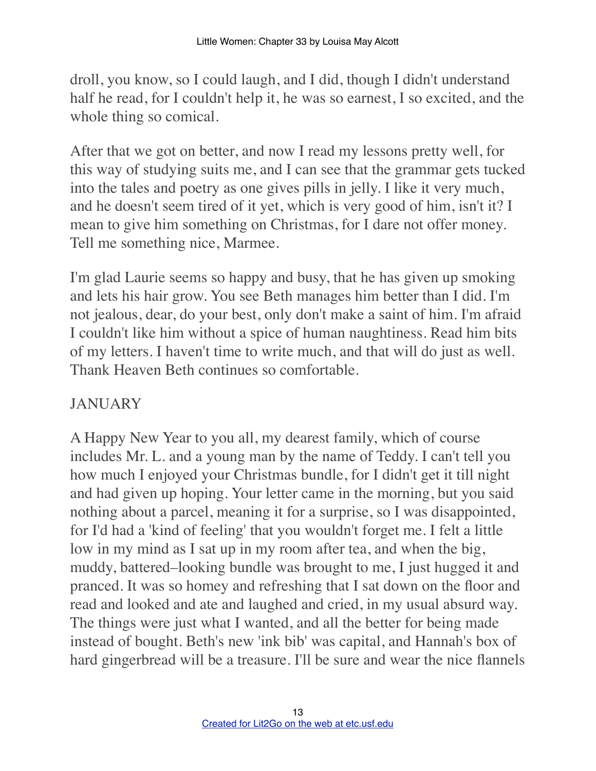droll, you know, so I could laugh, and I did, though I didn't understand half he read, for I couldn't help it, he was so earnest, I so excited, and the whole thing so comical.

After that we got on better, and now I read my lessons pretty well, for this way of studying suits me, and I can see that the grammar gets tucked into the tales and poetry as one gives pills in jelly. I like it very much, and he doesn't seem tired of it yet, which is very good of him, isn't it? I mean to give him something on Christmas, for I dare not offer money. Tell me something nice, Marmee.

I'm glad Laurie seems so happy and busy, that he has given up smoking and lets his hair grow. You see Beth manages him better than I did. I'm not jealous, dear, do your best, only don't make a saint of him. I'm afraid I couldn't like him without a spice of human naughtiness. Read him bits of my letters. I haven't time to write much, and that will do just as well. Thank Heaven Beth continues so comfortable.

JANUARY

A Happy New Year to you all, my dearest family, which of course includes Mr. L. and a young man by the name of Teddy. I can't tell you how much I enjoyed your Christmas bundle, for I didn't get it till night and had given up hoping. Your letter came in the morning, but you said nothing about a parcel, meaning it for a surprise, so I was disappointed, for I'd had a 'kind of feeling' that you wouldn't forget me. I felt a little low in my mind as I sat up in my room after tea, and when the big, muddy, battered–looking bundle was brought to me, I just hugged it and pranced. It was so homey and refreshing that I sat down on the floor and read and looked and ate and laughed and cried, in my usual absurd way. The things were just what I wanted, and all the better for being made instead of bought. Beth's new 'ink bib' was capital, and Hannah's box of hard gingerbread will be a treasure. I'll be sure and wear the nice flannels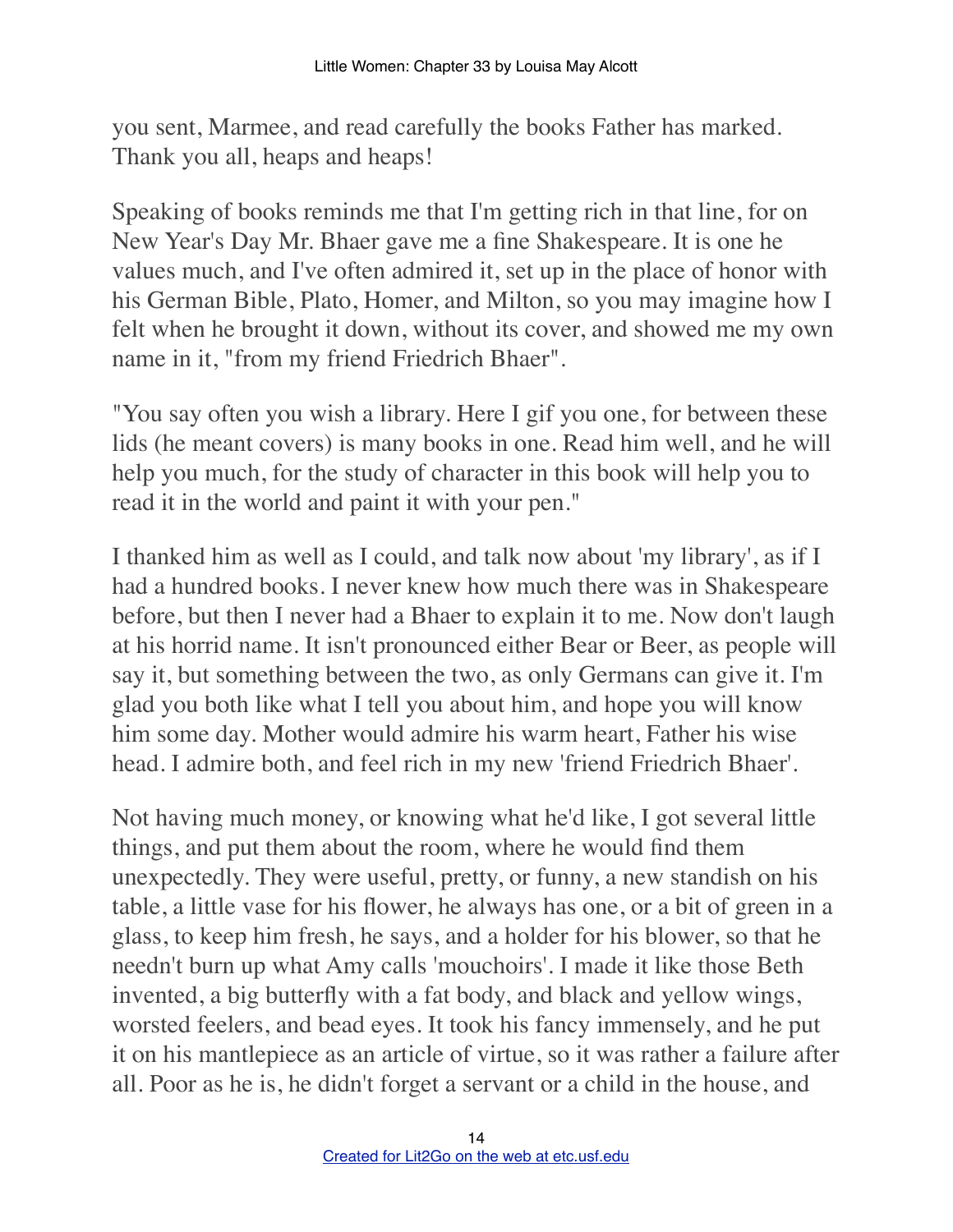you sent, Marmee, and read carefully the books Father has marked. Thank you all, heaps and heaps!

Speaking of books reminds me that I'm getting rich in that line, for on New Year's Day Mr. Bhaer gave me a fine Shakespeare. It is one he values much, and I've often admired it, set up in the place of honor with his German Bible, Plato, Homer, and Milton, so you may imagine how I felt when he brought it down, without its cover, and showed me my own name in it, "from my friend Friedrich Bhaer".

"You say often you wish a library. Here I gif you one, for between these lids (he meant covers) is many books in one. Read him well, and he will help you much, for the study of character in this book will help you to read it in the world and paint it with your pen."

I thanked him as well as I could, and talk now about 'my library', as if I had a hundred books. I never knew how much there was in Shakespeare before, but then I never had a Bhaer to explain it to me. Now don't laugh at his horrid name. It isn't pronounced either Bear or Beer, as people will say it, but something between the two, as only Germans can give it. I'm glad you both like what I tell you about him, and hope you will know him some day. Mother would admire his warm heart, Father his wise head. I admire both, and feel rich in my new 'friend Friedrich Bhaer'.

Not having much money, or knowing what he'd like, I got several little things, and put them about the room, where he would find them unexpectedly. They were useful, pretty, or funny, a new standish on his table, a little vase for his flower, he always has one, or a bit of green in a glass, to keep him fresh, he says, and a holder for his blower, so that he needn't burn up what Amy calls 'mouchoirs'. I made it like those Beth invented, a big butterfly with a fat body, and black and yellow wings, worsted feelers, and bead eyes. It took his fancy immensely, and he put it on his mantlepiece as an article of virtue, so it was rather a failure after all. Poor as he is, he didn't forget a servant or a child in the house, and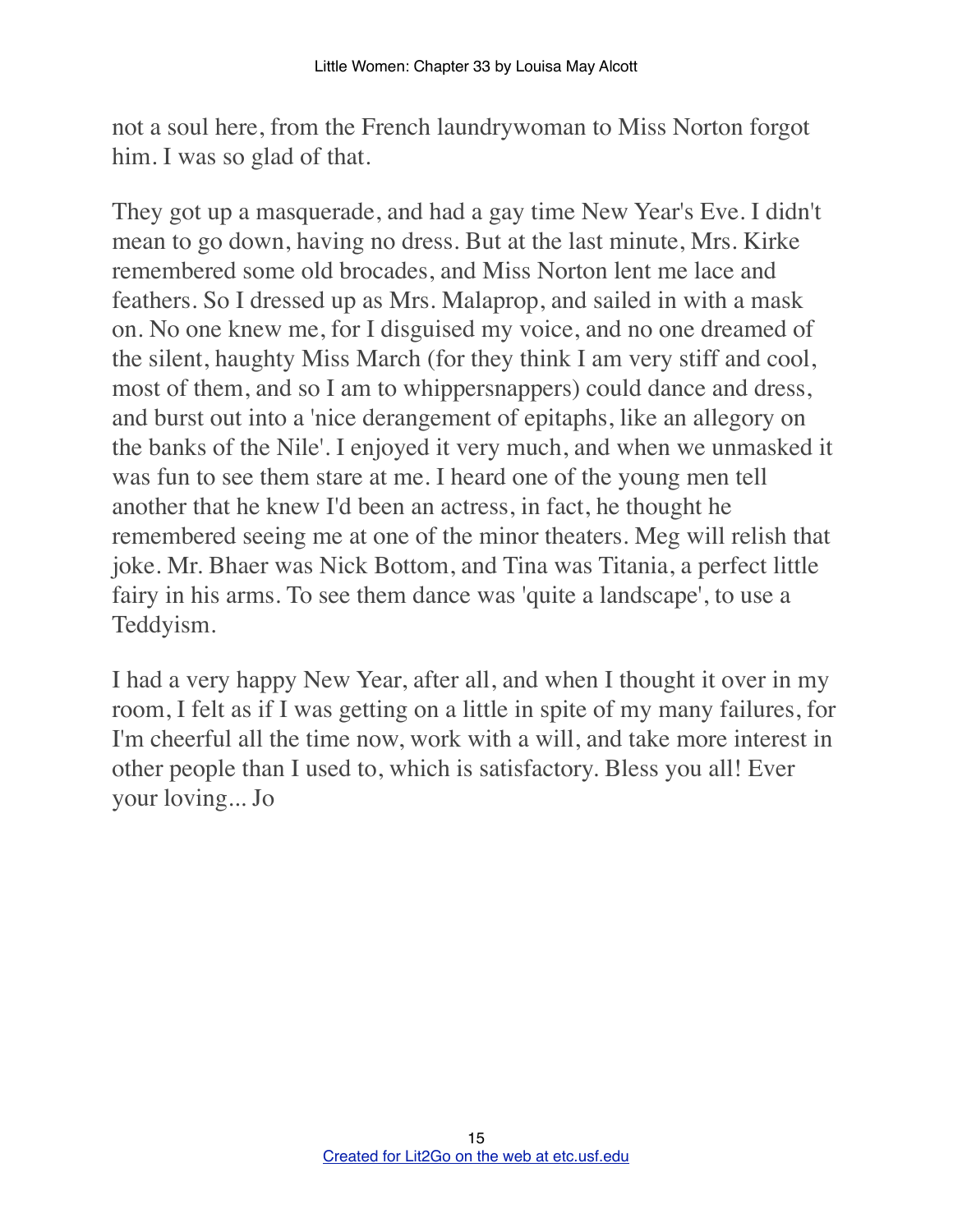not a soul here, from the French laundrywoman to Miss Norton forgot him. I was so glad of that.

They got up a masquerade, and had a gay time New Year's Eve. I didn't mean to go down, having no dress. But at the last minute, Mrs. Kirke remembered some old brocades, and Miss Norton lent me lace and feathers. So I dressed up as Mrs. Malaprop, and sailed in with a mask on. No one knew me, for I disguised my voice, and no one dreamed of the silent, haughty Miss March (for they think I am very stiff and cool, most of them, and so I am to whippersnappers) could dance and dress, and burst out into a 'nice derangement of epitaphs, like an allegory on the banks of the Nile'. I enjoyed it very much, and when we unmasked it was fun to see them stare at me. I heard one of the young men tell another that he knew I'd been an actress, in fact, he thought he remembered seeing me at one of the minor theaters. Meg will relish that joke. Mr. Bhaer was Nick Bottom, and Tina was Titania, a perfect little fairy in his arms. To see them dance was 'quite a landscape', to use a Teddyism.

I had a very happy New Year, after all, and when I thought it over in my room, I felt as if I was getting on a little in spite of my many failures, for I'm cheerful all the time now, work with a will, and take more interest in other people than I used to, which is satisfactory. Bless you all! Ever your loving... Jo